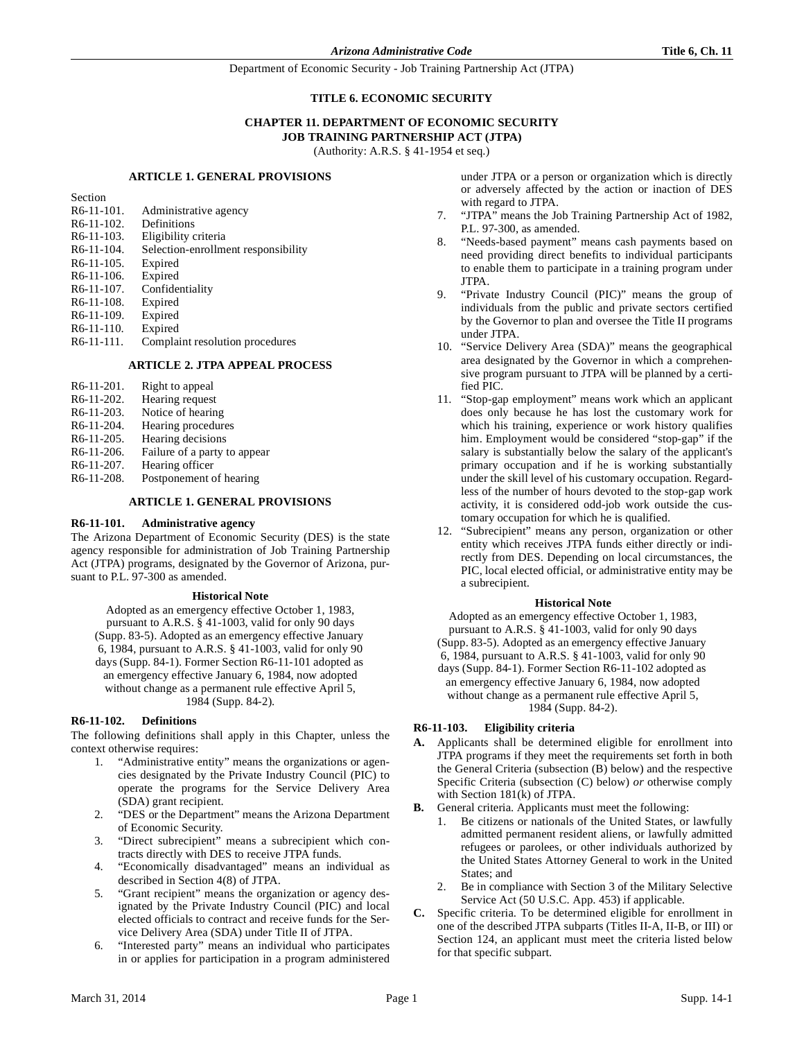# TITLE 6. ECONOMIC SECURITY

## CHAPTER 11. DEPARTMENT OF ECONOMIC SECURITY JOB TRAINING PARTNERSHIP ACT (JTPA)

(Authority: A.R.S. § 41-1954 et seq.)

### ARTICLE 1. GENERAL PROVISIONS

Section

R6-11-101. Administrative agency
R6-11-102. Definitions
R6-11-103. Eligibility criteria
R6-11-104. Selection-enrollment responsibility
R6-11-105. Expired
R6-11-106. Expired
R6-11-107. Confidentiality
R6-11-108. Expired
R6-11-109. Expired
R6-11-110. Expired
R6-11-111. Complaint resolution procedures

### ARTICLE 2. JTPA APPEAL PROCESS

R6-11-201. Right to appeal
R6-11-202. Hearing request
R6-11-203. Notice of hearing
R6-11-204. Hearing procedures
R6-11-205. Hearing decisions
R6-11-206. Failure of a party to appear
R6-11-207. Hearing officer
R6-11-208. Postponement of hearing

### ARTICLE 1. GENERAL PROVISIONS

#### R6-11-101. Administrative agency

The Arizona Department of Economic Security (DES) is the state agency responsible for administration of Job Training Partnership Act (JTPA) programs, designated by the Governor of Arizona, pursuant to P.L. 97-300 as amended.

**Historical Note**

Adopted as an emergency effective October 1, 1983, pursuant to A.R.S. § 41-1003, valid for only 90 days (Supp. 83-5). Adopted as an emergency effective January 6, 1984, pursuant to A.R.S. § 41-1003, valid for only 90 days (Supp. 84-1). Former Section R6-11-101 adopted as an emergency effective January 6, 1984, now adopted without change as a permanent rule effective April 5, 1984 (Supp. 84-2).

#### R6-11-102. Definitions

The following definitions shall apply in this Chapter, unless the context otherwise requires:

1. "Administrative entity" means the organizations or agencies designated by the Private Industry Council (PIC) to operate the programs for the Service Delivery Area (SDA) grant recipient.
2. "DES or the Department" means the Arizona Department of Economic Security.
3. "Direct subrecipient" means a subrecipient which contracts directly with DES to receive JTPA funds.
4. "Economically disadvantaged" means an individual as described in Section 4(8) of JTPA.
5. "Grant recipient" means the organization or agency designated by the Private Industry Council (PIC) and local elected officials to contract and receive funds for the Service Delivery Area (SDA) under Title II of JTPA.
6. "Interested party" means an individual who participates in or applies for participation in a program administered under JTPA or a person or organization which is directly or adversely affected by the action or inaction of DES with regard to JTPA.
7. "JTPA" means the Job Training Partnership Act of 1982, P.L. 97-300, as amended.
8. "Needs-based payment" means cash payments based on need providing direct benefits to individual participants to enable them to participate in a training program under JTPA.
9. "Private Industry Council (PIC)" means the group of individuals from the public and private sectors certified by the Governor to plan and oversee the Title II programs under JTPA.
10. "Service Delivery Area (SDA)" means the geographical area designated by the Governor in which a comprehensive program pursuant to JTPA will be planned by a certified PIC.
11. "Stop-gap employment" means work which an applicant does only because he has lost the customary work for which his training, experience or work history qualifies him. Employment would be considered "stop-gap" if the salary is substantially below the salary of the applicant's primary occupation and if he is working substantially under the skill level of his customary occupation. Regardless of the number of hours devoted to the stop-gap work activity, it is considered odd-job work outside the customary occupation for which he is qualified.
12. "Subrecipient" means any person, organization or other entity which receives JTPA funds either directly or indirectly from DES. Depending on local circumstances, the PIC, local elected official, or administrative entity may be a subrecipient.

**Historical Note**

Adopted as an emergency effective October 1, 1983, pursuant to A.R.S. § 41-1003, valid for only 90 days (Supp. 83-5). Adopted as an emergency effective January 6, 1984, pursuant to A.R.S. § 41-1003, valid for only 90 days (Supp. 84-1). Former Section R6-11-102 adopted as an emergency effective January 6, 1984, now adopted without change as a permanent rule effective April 5, 1984 (Supp. 84-2).

#### R6-11-103. Eligibility criteria

**A.** Applicants shall be determined eligible for enrollment into JTPA programs if they meet the requirements set forth in both the General Criteria (subsection (B) below) and the respective Specific Criteria (subsection (C) below) *or* otherwise comply with Section 181(k) of JTPA.

**B.** General criteria. Applicants must meet the following:

1. Be citizens or nationals of the United States, or lawfully admitted permanent resident aliens, or lawfully admitted refugees or parolees, or other individuals authorized by the United States Attorney General to work in the United States; and
2. Be in compliance with Section 3 of the Military Selective Service Act (50 U.S.C. App. 453) if applicable.

**C.** Specific criteria. To be determined eligible for enrollment in one of the described JTPA subparts (Titles II-A, II-B, or III) or Section 124, an applicant must meet the criteria listed below for that specific subpart.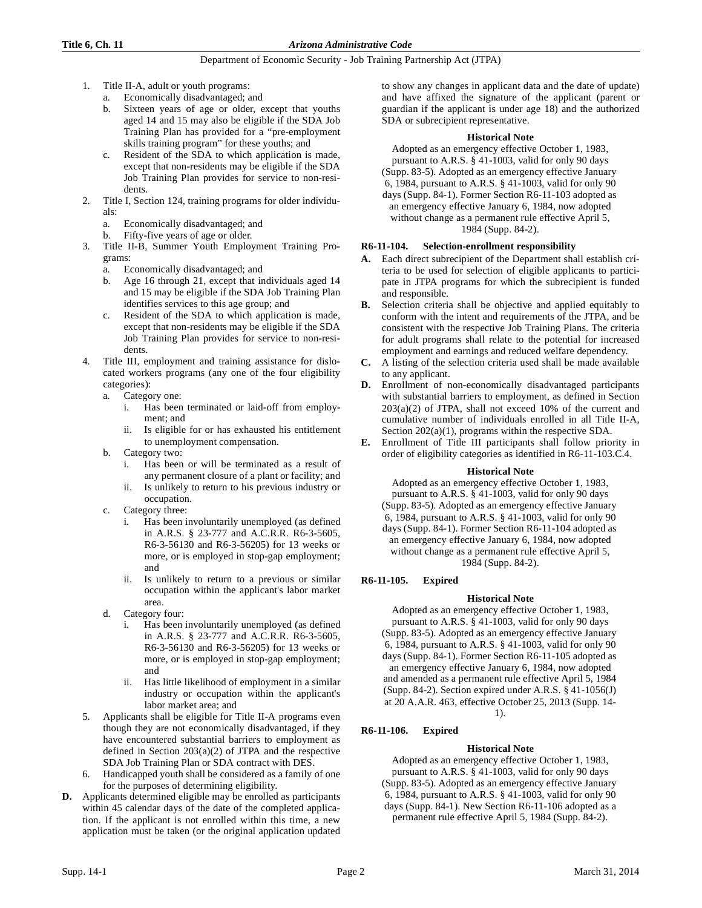1. Title II-A, adult or youth programs:
   a. Economically disadvantaged; and
   b. Sixteen years of age or older, except that youths aged 14 and 15 may also be eligible if the SDA Job Training Plan has provided for a "pre-employment skills training program" for these youths; and
   c. Resident of the SDA to which application is made, except that non-residents may be eligible if the SDA Job Training Plan provides for service to non-residents.
2. Title I, Section 124, training programs for older individuals:
   a. Economically disadvantaged; and
   b. Fifty-five years of age or older.
3. Title II-B, Summer Youth Employment Training Programs:
   a. Economically disadvantaged; and
   b. Age 16 through 21, except that individuals aged 14 and 15 may be eligible if the SDA Job Training Plan identifies services to this age group; and
   c. Resident of the SDA to which application is made, except that non-residents may be eligible if the SDA Job Training Plan provides for service to non-residents.
4. Title III, employment and training assistance for dislocated workers programs (any one of the four eligibility categories):
   a. Category one:
      i. Has been terminated or laid-off from employment; and
      ii. Is eligible for or has exhausted his entitlement to unemployment compensation.
   b. Category two:
      i. Has been or will be terminated as a result of any permanent closure of a plant or facility; and
      ii. Is unlikely to return to his previous industry or occupation.
   c. Category three:
      i. Has been involuntarily unemployed (as defined in A.R.S. § 23-777 and A.C.R.R. R6-3-5605, R6-3-56130 and R6-3-56205) for 13 weeks or more, or is employed in stop-gap employment; and
      ii. Is unlikely to return to a previous or similar occupation within the applicant's labor market area.
   d. Category four:
      i. Has been involuntarily unemployed (as defined in A.R.S. § 23-777 and A.C.R.R. R6-3-5605, R6-3-56130 and R6-3-56205) for 13 weeks or more, or is employed in stop-gap employment; and
      ii. Has little likelihood of employment in a similar industry or occupation within the applicant's labor market area; and
5. Applicants shall be eligible for Title II-A programs even though they are not economically disadvantaged, if they have encountered substantial barriers to employment as defined in Section 203(a)(2) of JTPA and the respective SDA Job Training Plan or SDA contract with DES.
6. Handicapped youth shall be considered as a family of one for the purposes of determining eligibility.

**D.** Applicants determined eligible may be enrolled as participants within 45 calendar days of the date of the completed application. If the applicant is not enrolled within this time, a new application must be taken (or the original application updated to show any changes in applicant data and the date of update) and have affixed the signature of the applicant (parent or guardian if the applicant is under age 18) and the authorized SDA or subrecipient representative.

**Historical Note**

Adopted as an emergency effective October 1, 1983, pursuant to A.R.S. § 41-1003, valid for only 90 days (Supp. 83-5). Adopted as an emergency effective January 6, 1984, pursuant to A.R.S. § 41-1003, valid for only 90 days (Supp. 84-1). Former Section R6-11-103 adopted as an emergency effective January 6, 1984, now adopted without change as a permanent rule effective April 5, 1984 (Supp. 84-2).

### R6-11-104. Selection-enrollment responsibility

**A.** Each direct subrecipient of the Department shall establish criteria to be used for selection of eligible applicants to participate in JTPA programs for which the subrecipient is funded and responsible.

**B.** Selection criteria shall be objective and applied equitably to conform with the intent and requirements of the JTPA, and be consistent with the respective Job Training Plans. The criteria for adult programs shall relate to the potential for increased employment and earnings and reduced welfare dependency.

**C.** A listing of the selection criteria used shall be made available to any applicant.

**D.** Enrollment of non-economically disadvantaged participants with substantial barriers to employment, as defined in Section 203(a)(2) of JTPA, shall not exceed 10% of the current and cumulative number of individuals enrolled in all Title II-A, Section 202(a)(1), programs within the respective SDA.

**E.** Enrollment of Title III participants shall follow priority in order of eligibility categories as identified in R6-11-103.C.4.

**Historical Note**

Adopted as an emergency effective October 1, 1983, pursuant to A.R.S. § 41-1003, valid for only 90 days (Supp. 83-5). Adopted as an emergency effective January 6, 1984, pursuant to A.R.S. § 41-1003, valid for only 90 days (Supp. 84-1). Former Section R6-11-104 adopted as an emergency effective January 6, 1984, now adopted without change as a permanent rule effective April 5, 1984 (Supp. 84-2).

### R6-11-105. Expired

**Historical Note**

Adopted as an emergency effective October 1, 1983, pursuant to A.R.S. § 41-1003, valid for only 90 days (Supp. 83-5). Adopted as an emergency effective January 6, 1984, pursuant to A.R.S. § 41-1003, valid for only 90 days (Supp. 84-1). Former Section R6-11-105 adopted as an emergency effective January 6, 1984, now adopted and amended as a permanent rule effective April 5, 1984 (Supp. 84-2). Section expired under A.R.S. § 41-1056(J) at 20 A.A.R. 463, effective October 25, 2013 (Supp. 14-1).

### R6-11-106. Expired

**Historical Note**

Adopted as an emergency effective October 1, 1983, pursuant to A.R.S. § 41-1003, valid for only 90 days (Supp. 83-5). Adopted as an emergency effective January 6, 1984, pursuant to A.R.S. § 41-1003, valid for only 90 days (Supp. 84-1). New Section R6-11-106 adopted as a permanent rule effective April 5, 1984 (Supp. 84-2).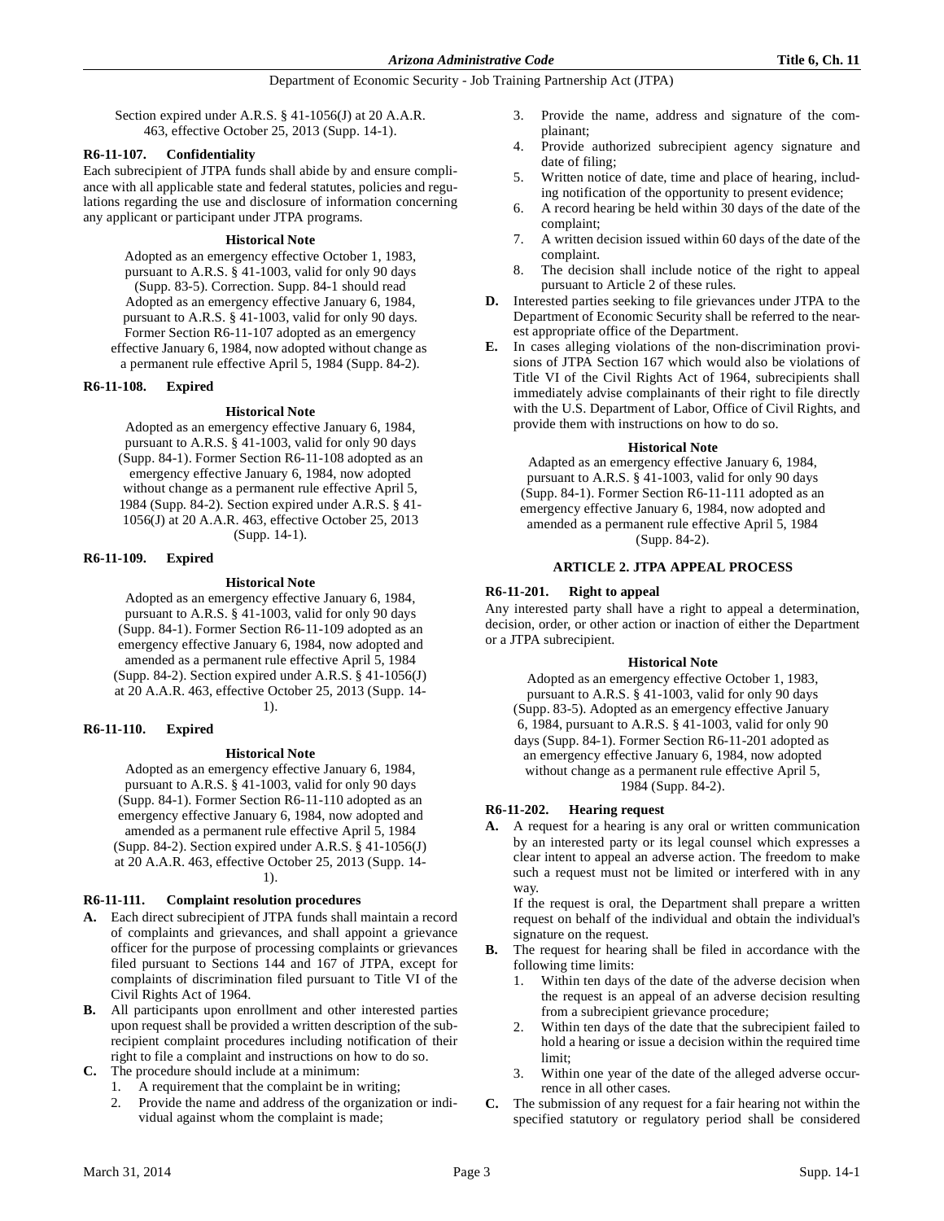Section expired under A.R.S. § 41-1056(J) at 20 A.A.R. 463, effective October 25, 2013 (Supp. 14-1).

**R6-11-107. Confidentiality**

Each subrecipient of JTPA funds shall abide by and ensure compliance with all applicable state and federal statutes, policies and regulations regarding the use and disclosure of information concerning any applicant or participant under JTPA programs.

**Historical Note**

Adopted as an emergency effective October 1, 1983, pursuant to A.R.S. § 41-1003, valid for only 90 days (Supp. 83-5). Correction. Supp. 84-1 should read Adopted as an emergency effective January 6, 1984, pursuant to A.R.S. § 41-1003, valid for only 90 days. Former Section R6-11-107 adopted as an emergency effective January 6, 1984, now adopted without change as a permanent rule effective April 5, 1984 (Supp. 84-2).

**R6-11-108. Expired**

**Historical Note**

Adopted as an emergency effective January 6, 1984, pursuant to A.R.S. § 41-1003, valid for only 90 days (Supp. 84-1). Former Section R6-11-108 adopted as an emergency effective January 6, 1984, now adopted without change as a permanent rule effective April 5, 1984 (Supp. 84-2). Section expired under A.R.S. § 41-1056(J) at 20 A.A.R. 463, effective October 25, 2013 (Supp. 14-1).

**R6-11-109. Expired**

**Historical Note**

Adopted as an emergency effective January 6, 1984, pursuant to A.R.S. § 41-1003, valid for only 90 days (Supp. 84-1). Former Section R6-11-109 adopted as an emergency effective January 6, 1984, now adopted and amended as a permanent rule effective April 5, 1984 (Supp. 84-2). Section expired under A.R.S. § 41-1056(J) at 20 A.A.R. 463, effective October 25, 2013 (Supp. 14-1).

**R6-11-110. Expired**

**Historical Note**

Adopted as an emergency effective January 6, 1984, pursuant to A.R.S. § 41-1003, valid for only 90 days (Supp. 84-1). Former Section R6-11-110 adopted as an emergency effective January 6, 1984, now adopted and amended as a permanent rule effective April 5, 1984 (Supp. 84-2). Section expired under A.R.S. § 41-1056(J) at 20 A.A.R. 463, effective October 25, 2013 (Supp. 14-1).

**R6-11-111. Complaint resolution procedures**

**A.** Each direct subrecipient of JTPA funds shall maintain a record of complaints and grievances, and shall appoint a grievance officer for the purpose of processing complaints or grievances filed pursuant to Sections 144 and 167 of JTPA, except for complaints of discrimination filed pursuant to Title VI of the Civil Rights Act of 1964.

**B.** All participants upon enrollment and other interested parties upon request shall be provided a written description of the subrecipient complaint procedures including notification of their right to file a complaint and instructions on how to do so.

**C.** The procedure should include at a minimum:

1. A requirement that the complaint be in writing;
2. Provide the name and address of the organization or individual against whom the complaint is made;
3. Provide the name, address and signature of the complainant;
4. Provide authorized subrecipient agency signature and date of filing;
5. Written notice of date, time and place of hearing, including notification of the opportunity to present evidence;
6. A record hearing be held within 30 days of the date of the complaint;
7. A written decision issued within 60 days of the date of the complaint.
8. The decision shall include notice of the right to appeal pursuant to Article 2 of these rules.

**D.** Interested parties seeking to file grievances under JTPA to the Department of Economic Security shall be referred to the nearest appropriate office of the Department.

**E.** In cases alleging violations of the non-discrimination provisions of JTPA Section 167 which would also be violations of Title VI of the Civil Rights Act of 1964, subrecipients shall immediately advise complainants of their right to file directly with the U.S. Department of Labor, Office of Civil Rights, and provide them with instructions on how to do so.

**Historical Note**

Adapted as an emergency effective January 6, 1984, pursuant to A.R.S. § 41-1003, valid for only 90 days (Supp. 84-1). Former Section R6-11-111 adopted as an emergency effective January 6, 1984, now adopted and amended as a permanent rule effective April 5, 1984 (Supp. 84-2).

## ARTICLE 2. JTPA APPEAL PROCESS

**R6-11-201. Right to appeal**

Any interested party shall have a right to appeal a determination, decision, order, or other action or inaction of either the Department or a JTPA subrecipient.

**Historical Note**

Adopted as an emergency effective October 1, 1983, pursuant to A.R.S. § 41-1003, valid for only 90 days (Supp. 83-5). Adopted as an emergency effective January 6, 1984, pursuant to A.R.S. § 41-1003, valid for only 90 days (Supp. 84-1). Former Section R6-11-201 adopted as an emergency effective January 6, 1984, now adopted without change as a permanent rule effective April 5, 1984 (Supp. 84-2).

**R6-11-202. Hearing request**

**A.** A request for a hearing is any oral or written communication by an interested party or its legal counsel which expresses a clear intent to appeal an adverse action. The freedom to make such a request must not be limited or interfered with in any way.

If the request is oral, the Department shall prepare a written request on behalf of the individual and obtain the individual's signature on the request.

**B.** The request for hearing shall be filed in accordance with the following time limits:

1. Within ten days of the date of the adverse decision when the request is an appeal of an adverse decision resulting from a subrecipient grievance procedure;
2. Within ten days of the date that the subrecipient failed to hold a hearing or issue a decision within the required time limit;
3. Within one year of the date of the alleged adverse occurrence in all other cases.

**C.** The submission of any request for a fair hearing not within the specified statutory or regulatory period shall be considered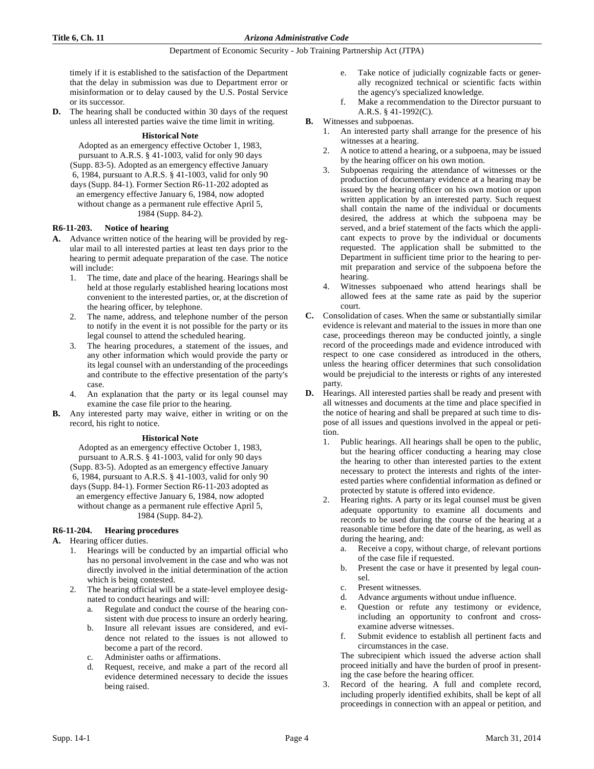timely if it is established to the satisfaction of the Department that the delay in submission was due to Department error or misinformation or to delay caused by the U.S. Postal Service or its successor.

**D.** The hearing shall be conducted within 30 days of the request unless all interested parties waive the time limit in writing.

**Historical Note**

Adopted as an emergency effective October 1, 1983, pursuant to A.R.S. § 41-1003, valid for only 90 days (Supp. 83-5). Adopted as an emergency effective January 6, 1984, pursuant to A.R.S. § 41-1003, valid for only 90 days (Supp. 84-1). Former Section R6-11-202 adopted as an emergency effective January 6, 1984, now adopted without change as a permanent rule effective April 5, 1984 (Supp. 84-2).

### R6-11-203. Notice of hearing

**A.** Advance written notice of the hearing will be provided by regular mail to all interested parties at least ten days prior to the hearing to permit adequate preparation of the case. The notice will include:

1. The time, date and place of the hearing. Hearings shall be held at those regularly established hearing locations most convenient to the interested parties, or, at the discretion of the hearing officer, by telephone.
2. The name, address, and telephone number of the person to notify in the event it is not possible for the party or its legal counsel to attend the scheduled hearing.
3. The hearing procedures, a statement of the issues, and any other information which would provide the party or its legal counsel with an understanding of the proceedings and contribute to the effective presentation of the party's case.
4. An explanation that the party or its legal counsel may examine the case file prior to the hearing.

**B.** Any interested party may waive, either in writing or on the record, his right to notice.

**Historical Note**

Adopted as an emergency effective October 1, 1983, pursuant to A.R.S. § 41-1003, valid for only 90 days (Supp. 83-5). Adopted as an emergency effective January 6, 1984, pursuant to A.R.S. § 41-1003, valid for only 90 days (Supp. 84-1). Former Section R6-11-203 adopted as an emergency effective January 6, 1984, now adopted without change as a permanent rule effective April 5, 1984 (Supp. 84-2).

### R6-11-204. Hearing procedures

**A.** Hearing officer duties.

1. Hearings will be conducted by an impartial official who has no personal involvement in the case and who was not directly involved in the initial determination of the action which is being contested.
2. The hearing official will be a state-level employee designated to conduct hearings and will:
   a. Regulate and conduct the course of the hearing consistent with due process to insure an orderly hearing.
   b. Insure all relevant issues are considered, and evidence not related to the issues is not allowed to become a part of the record.
   c. Administer oaths or affirmations.
   d. Request, receive, and make a part of the record all evidence determined necessary to decide the issues being raised.
   e. Take notice of judicially cognizable facts or generally recognized technical or scientific facts within the agency's specialized knowledge.
   f. Make a recommendation to the Director pursuant to A.R.S. § 41-1992(C).

**B.** Witnesses and subpoenas.

1. An interested party shall arrange for the presence of his witnesses at a hearing.
2. A notice to attend a hearing, or a subpoena, may be issued by the hearing officer on his own motion.
3. Subpoenas requiring the attendance of witnesses or the production of documentary evidence at a hearing may be issued by the hearing officer on his own motion or upon written application by an interested party. Such request shall contain the name of the individual or documents desired, the address at which the subpoena may be served, and a brief statement of the facts which the applicant expects to prove by the individual or documents requested. The application shall be submitted to the Department in sufficient time prior to the hearing to permit preparation and service of the subpoena before the hearing.
4. Witnesses subpoenaed who attend hearings shall be allowed fees at the same rate as paid by the superior court.

**C.** Consolidation of cases. When the same or substantially similar evidence is relevant and material to the issues in more than one case, proceedings thereon may be conducted jointly, a single record of the proceedings made and evidence introduced with respect to one case considered as introduced in the others, unless the hearing officer determines that such consolidation would be prejudicial to the interests or rights of any interested party.

**D.** Hearings. All interested parties shall be ready and present with all witnesses and documents at the time and place specified in the notice of hearing and shall be prepared at such time to dispose of all issues and questions involved in the appeal or petition.

1. Public hearings. All hearings shall be open to the public, but the hearing officer conducting a hearing may close the hearing to other than interested parties to the extent necessary to protect the interests and rights of the interested parties where confidential information as defined or protected by statute is offered into evidence.
2. Hearing rights. A party or its legal counsel must be given adequate opportunity to examine all documents and records to be used during the course of the hearing at a reasonable time before the date of the hearing, as well as during the hearing, and:
   a. Receive a copy, without charge, of relevant portions of the case file if requested.
   b. Present the case or have it presented by legal counsel.
   c. Present witnesses.
   d. Advance arguments without undue influence.
   e. Question or refute any testimony or evidence, including an opportunity to confront and cross-examine adverse witnesses.
   f. Submit evidence to establish all pertinent facts and circumstances in the case.

   The subrecipient which issued the adverse action shall proceed initially and have the burden of proof in presenting the case before the hearing officer.
3. Record of the hearing. A full and complete record, including properly identified exhibits, shall be kept of all proceedings in connection with an appeal or petition, and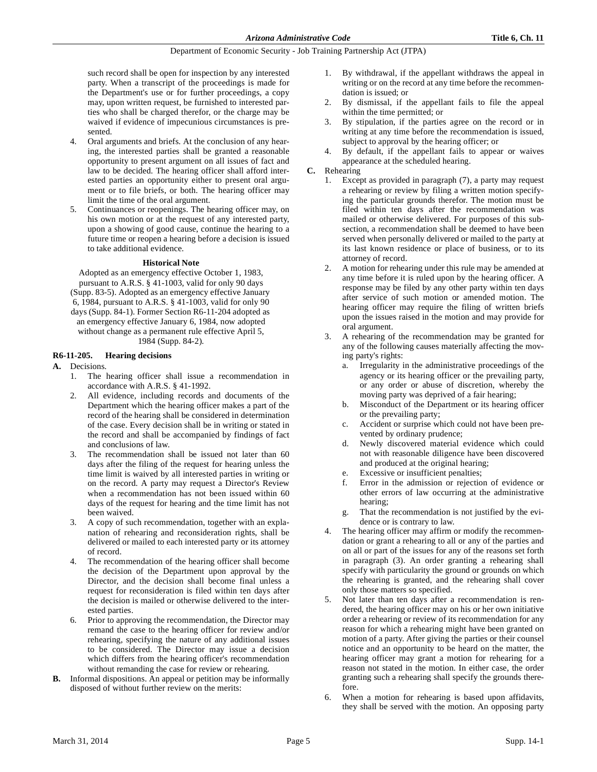such record shall be open for inspection by any interested party. When a transcript of the proceedings is made for the Department's use or for further proceedings, a copy may, upon written request, be furnished to interested parties who shall be charged therefor, or the charge may be waived if evidence of impecunious circumstances is presented.

4. Oral arguments and briefs. At the conclusion of any hearing, the interested parties shall be granted a reasonable opportunity to present argument on all issues of fact and law to be decided. The hearing officer shall afford interested parties an opportunity either to present oral argument or to file briefs, or both. The hearing officer may limit the time of the oral argument.
5. Continuances or reopenings. The hearing officer may, on his own motion or at the request of any interested party, upon a showing of good cause, continue the hearing to a future time or reopen a hearing before a decision is issued to take additional evidence.

**Historical Note**

Adopted as an emergency effective October 1, 1983, pursuant to A.R.S. § 41-1003, valid for only 90 days (Supp. 83-5). Adopted as an emergency effective January 6, 1984, pursuant to A.R.S. § 41-1003, valid for only 90 days (Supp. 84-1). Former Section R6-11-204 adopted as an emergency effective January 6, 1984, now adopted without change as a permanent rule effective April 5, 1984 (Supp. 84-2).

### R6-11-205. Hearing decisions

**A.** Decisions.

1. The hearing officer shall issue a recommendation in accordance with A.R.S. § 41-1992.
2. All evidence, including records and documents of the Department which the hearing officer makes a part of the record of the hearing shall be considered in determination of the case. Every decision shall be in writing or stated in the record and shall be accompanied by findings of fact and conclusions of law.
3. The recommendation shall be issued not later than 60 days after the filing of the request for hearing unless the time limit is waived by all interested parties in writing or on the record. A party may request a Director's Review when a recommendation has not been issued within 60 days of the request for hearing and the time limit has not been waived.
3. A copy of such recommendation, together with an explanation of rehearing and reconsideration rights, shall be delivered or mailed to each interested party or its attorney of record.
4. The recommendation of the hearing officer shall become the decision of the Department upon approval by the Director, and the decision shall become final unless a request for reconsideration is filed within ten days after the decision is mailed or otherwise delivered to the interested parties.
6. Prior to approving the recommendation, the Director may remand the case to the hearing officer for review and/or rehearing, specifying the nature of any additional issues to be considered. The Director may issue a decision which differs from the hearing officer's recommendation without remanding the case for review or rehearing.

**B.** Informal dispositions. An appeal or petition may be informally disposed of without further review on the merits:

1. By withdrawal, if the appellant withdraws the appeal in writing or on the record at any time before the recommendation is issued; or
2. By dismissal, if the appellant fails to file the appeal within the time permitted; or
3. By stipulation, if the parties agree on the record or in writing at any time before the recommendation is issued, subject to approval by the hearing officer; or
4. By default, if the appellant fails to appear or waives appearance at the scheduled hearing.

**C.** Rehearing

1. Except as provided in paragraph (7), a party may request a rehearing or review by filing a written motion specifying the particular grounds therefor. The motion must be filed within ten days after the recommendation was mailed or otherwise delivered. For purposes of this subsection, a recommendation shall be deemed to have been served when personally delivered or mailed to the party at its last known residence or place of business, or to its attorney of record.
2. A motion for rehearing under this rule may be amended at any time before it is ruled upon by the hearing officer. A response may be filed by any other party within ten days after service of such motion or amended motion. The hearing officer may require the filing of written briefs upon the issues raised in the motion and may provide for oral argument.
3. A rehearing of the recommendation may be granted for any of the following causes materially affecting the moving party's rights:
   a. Irregularity in the administrative proceedings of the agency or its hearing officer or the prevailing party, or any order or abuse of discretion, whereby the moving party was deprived of a fair hearing;
   b. Misconduct of the Department or its hearing officer or the prevailing party;
   c. Accident or surprise which could not have been prevented by ordinary prudence;
   d. Newly discovered material evidence which could not with reasonable diligence have been discovered and produced at the original hearing;
   e. Excessive or insufficient penalties;
   f. Error in the admission or rejection of evidence or other errors of law occurring at the administrative hearing;
   g. That the recommendation is not justified by the evidence or is contrary to law.
4. The hearing officer may affirm or modify the recommendation or grant a rehearing to all or any of the parties and on all or part of the issues for any of the reasons set forth in paragraph (3). An order granting a rehearing shall specify with particularity the ground or grounds on which the rehearing is granted, and the rehearing shall cover only those matters so specified.
5. Not later than ten days after a recommendation is rendered, the hearing officer may on his or her own initiative order a rehearing or review of its recommendation for any reason for which a rehearing might have been granted on motion of a party. After giving the parties or their counsel notice and an opportunity to be heard on the matter, the hearing officer may grant a motion for rehearing for a reason not stated in the motion. In either case, the order granting such a rehearing shall specify the grounds therefore.
6. When a motion for rehearing is based upon affidavits, they shall be served with the motion. An opposing party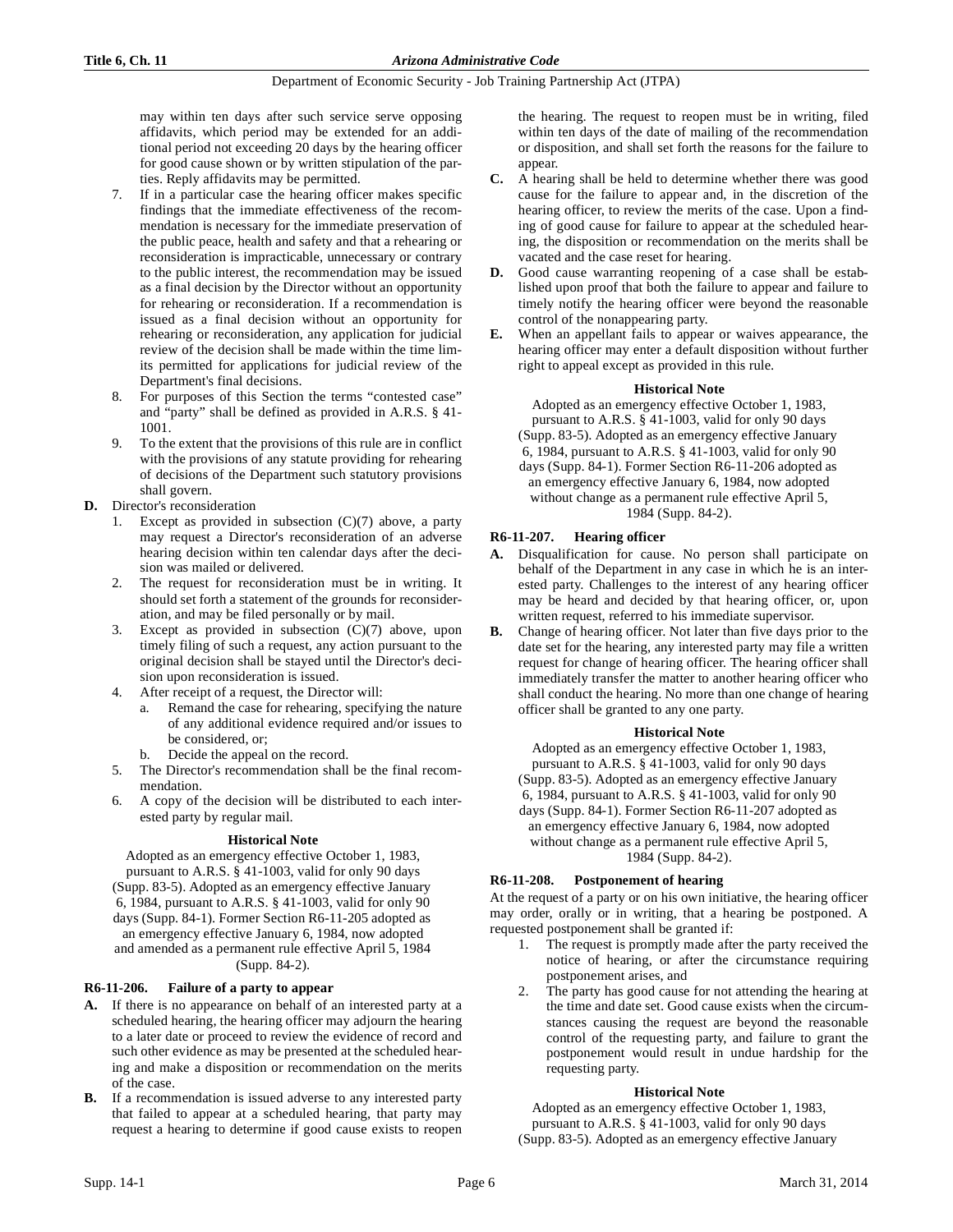may within ten days after such service serve opposing affidavits, which period may be extended for an additional period not exceeding 20 days by the hearing officer for good cause shown or by written stipulation of the parties. Reply affidavits may be permitted.

7. If in a particular case the hearing officer makes specific findings that the immediate effectiveness of the recommendation is necessary for the immediate preservation of the public peace, health and safety and that a rehearing or reconsideration is impracticable, unnecessary or contrary to the public interest, the recommendation may be issued as a final decision by the Director without an opportunity for rehearing or reconsideration. If a recommendation is issued as a final decision without an opportunity for rehearing or reconsideration, any application for judicial review of the decision shall be made within the time limits permitted for applications for judicial review of the Department's final decisions.
8. For purposes of this Section the terms "contested case" and "party" shall be defined as provided in A.R.S. § 41-1001.
9. To the extent that the provisions of this rule are in conflict with the provisions of any statute providing for rehearing of decisions of the Department such statutory provisions shall govern.

**D.** Director's reconsideration

1. Except as provided in subsection (C)(7) above, a party may request a Director's reconsideration of an adverse hearing decision within ten calendar days after the decision was mailed or delivered.
2. The request for reconsideration must be in writing. It should set forth a statement of the grounds for reconsideration, and may be filed personally or by mail.
3. Except as provided in subsection (C)(7) above, upon timely filing of such a request, any action pursuant to the original decision shall be stayed until the Director's decision upon reconsideration is issued.
4. After receipt of a request, the Director will:
   a. Remand the case for rehearing, specifying the nature of any additional evidence required and/or issues to be considered, or;
   b. Decide the appeal on the record.
5. The Director's recommendation shall be the final recommendation.
6. A copy of the decision will be distributed to each interested party by regular mail.

**Historical Note**

Adopted as an emergency effective October 1, 1983, pursuant to A.R.S. § 41-1003, valid for only 90 days (Supp. 83-5). Adopted as an emergency effective January 6, 1984, pursuant to A.R.S. § 41-1003, valid for only 90 days (Supp. 84-1). Former Section R6-11-205 adopted as an emergency effective January 6, 1984, now adopted and amended as a permanent rule effective April 5, 1984 (Supp. 84-2).

### R6-11-206. Failure of a party to appear

**A.** If there is no appearance on behalf of an interested party at a scheduled hearing, the hearing officer may adjourn the hearing to a later date or proceed to review the evidence of record and such other evidence as may be presented at the scheduled hearing and make a disposition or recommendation on the merits of the case.

**B.** If a recommendation is issued adverse to any interested party that failed to appear at a scheduled hearing, that party may request a hearing to determine if good cause exists to reopen the hearing. The request to reopen must be in writing, filed within ten days of the date of mailing of the recommendation or disposition, and shall set forth the reasons for the failure to appear.

**C.** A hearing shall be held to determine whether there was good cause for the failure to appear and, in the discretion of the hearing officer, to review the merits of the case. Upon a finding of good cause for failure to appear at the scheduled hearing, the disposition or recommendation on the merits shall be vacated and the case reset for hearing.

**D.** Good cause warranting reopening of a case shall be established upon proof that both the failure to appear and failure to timely notify the hearing officer were beyond the reasonable control of the nonappearing party.

**E.** When an appellant fails to appear or waives appearance, the hearing officer may enter a default disposition without further right to appeal except as provided in this rule.

**Historical Note**

Adopted as an emergency effective October 1, 1983, pursuant to A.R.S. § 41-1003, valid for only 90 days (Supp. 83-5). Adopted as an emergency effective January 6, 1984, pursuant to A.R.S. § 41-1003, valid for only 90 days (Supp. 84-1). Former Section R6-11-206 adopted as an emergency effective January 6, 1984, now adopted without change as a permanent rule effective April 5, 1984 (Supp. 84-2).

### R6-11-207. Hearing officer

**A.** Disqualification for cause. No person shall participate on behalf of the Department in any case in which he is an interested party. Challenges to the interest of any hearing officer may be heard and decided by that hearing officer, or, upon written request, referred to his immediate supervisor.

**B.** Change of hearing officer. Not later than five days prior to the date set for the hearing, any interested party may file a written request for change of hearing officer. The hearing officer shall immediately transfer the matter to another hearing officer who shall conduct the hearing. No more than one change of hearing officer shall be granted to any one party.

**Historical Note**

Adopted as an emergency effective October 1, 1983, pursuant to A.R.S. § 41-1003, valid for only 90 days (Supp. 83-5). Adopted as an emergency effective January 6, 1984, pursuant to A.R.S. § 41-1003, valid for only 90 days (Supp. 84-1). Former Section R6-11-207 adopted as an emergency effective January 6, 1984, now adopted without change as a permanent rule effective April 5, 1984 (Supp. 84-2).

### R6-11-208. Postponement of hearing

At the request of a party or on his own initiative, the hearing officer may order, orally or in writing, that a hearing be postponed. A requested postponement shall be granted if:

1. The request is promptly made after the party received the notice of hearing, or after the circumstance requiring postponement arises, and
2. The party has good cause for not attending the hearing at the time and date set. Good cause exists when the circumstances causing the request are beyond the reasonable control of the requesting party, and failure to grant the postponement would result in undue hardship for the requesting party.

**Historical Note**

Adopted as an emergency effective October 1, 1983, pursuant to A.R.S. § 41-1003, valid for only 90 days (Supp. 83-5). Adopted as an emergency effective January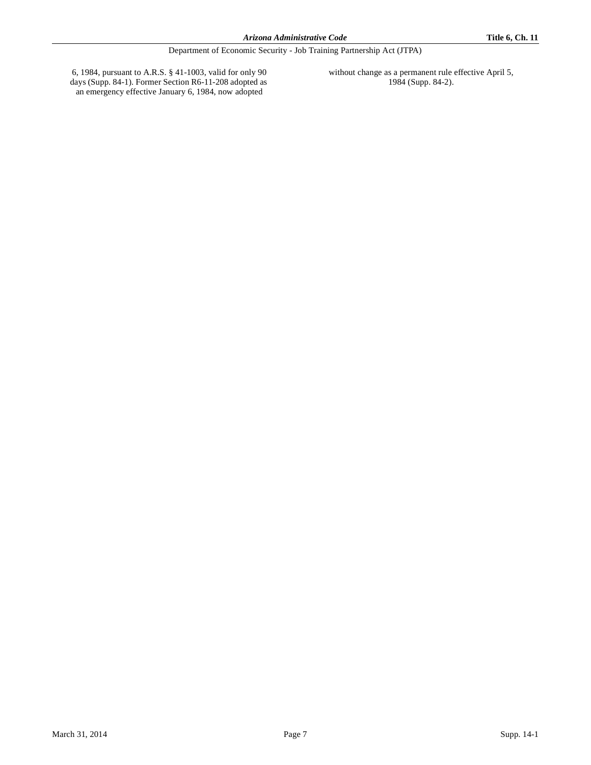6, 1984, pursuant to A.R.S. § 41-1003, valid for only 90 days (Supp. 84-1). Former Section R6-11-208 adopted as an emergency effective January 6, 1984, now adopted without change as a permanent rule effective April 5, 1984 (Supp. 84-2).